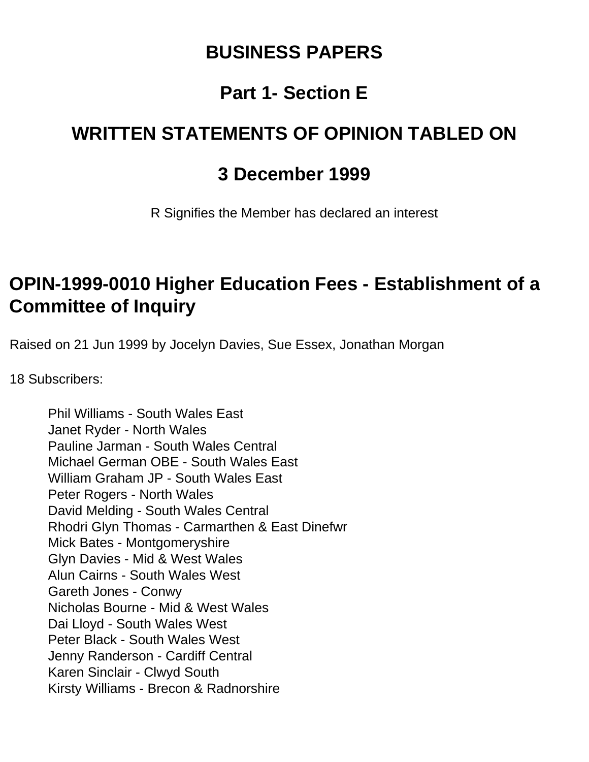# BUSINESS PAPERS

# Part 1- Section E

# WRITTEN STATEMENTS OF OPINION TABLED ON

# 3 December 1999

R Signifies the Member has declared an interest

## OPIN-1999-0010 Higher Education Fees - Establishment of a Committee of Inquiry

Raised on 21 Jun 1999 by Jocelyn Davies, Sue Essex, Jonathan Morgan

18 Subscribers:

- Phil Williams - South Wales East
- Janet Ryder - North Wales
- Pauline Jarman - South Wales Central
- Michael German OBE - South Wales East
- William Graham JP - South Wales East
- Peter Rogers - North Wales
- David Melding - South Wales Central
- Rhodri Glyn Thomas - Carmarthen & East Dinefwr
- Mick Bates - Montgomeryshire
- Glyn Davies - Mid & West Wales
- Alun Cairns - South Wales West
- Gareth Jones - Conwy
- Nicholas Bourne - Mid & West Wales
- Dai Lloyd - South Wales West
- Peter Black - South Wales West
- Jenny Randerson - Cardiff Central
- Karen Sinclair - Clwyd South
- Kirsty Williams - Brecon & Radnorshire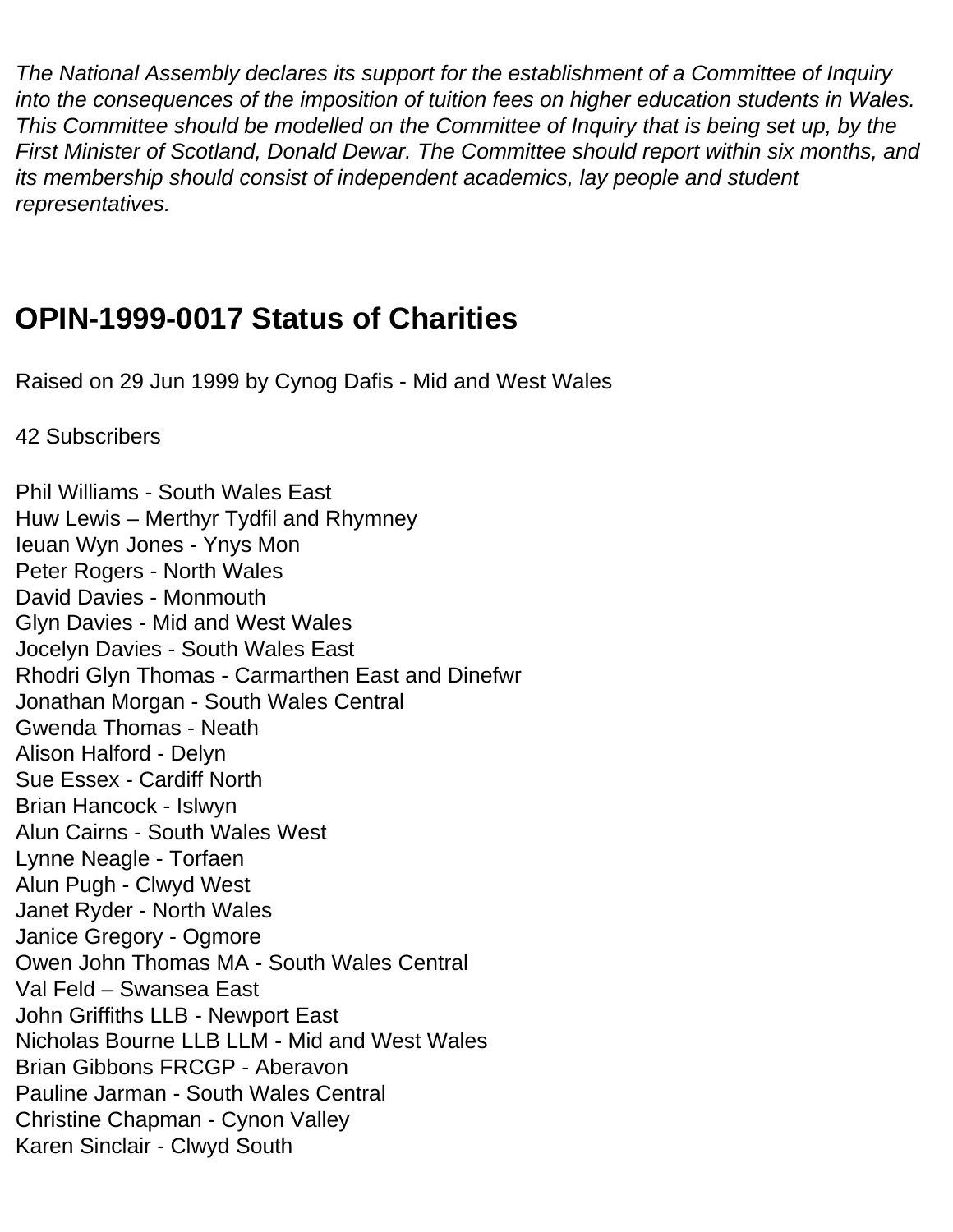*The National Assembly declares its support for the establishment of a Committee of Inquiry into the consequences of the imposition of tuition fees on higher education students in Wales. This Committee should be modelled on the Committee of Inquiry that is being set up, by the First Minister of Scotland, Donald Dewar. The Committee should report within six months, and its membership should consist of independent academics, lay people and student representatives.*

## OPIN-1999-0017 Status of Charities

Raised on 29 Jun 1999 by Cynog Dafis - Mid and West Wales

42 Subscribers

Phil Williams - South Wales East
Huw Lewis – Merthyr Tydfil and Rhymney
Ieuan Wyn Jones - Ynys Mon
Peter Rogers - North Wales
David Davies - Monmouth
Glyn Davies - Mid and West Wales
Jocelyn Davies - South Wales East
Rhodri Glyn Thomas - Carmarthen East and Dinefwr
Jonathan Morgan - South Wales Central
Gwenda Thomas - Neath
Alison Halford - Delyn
Sue Essex - Cardiff North
Brian Hancock - Islwyn
Alun Cairns - South Wales West
Lynne Neagle - Torfaen
Alun Pugh - Clwyd West
Janet Ryder - North Wales
Janice Gregory - Ogmore
Owen John Thomas MA - South Wales Central
Val Feld – Swansea East
John Griffiths LLB - Newport East
Nicholas Bourne LLB LLM - Mid and West Wales
Brian Gibbons FRCGP - Aberavon
Pauline Jarman - South Wales Central
Christine Chapman - Cynon Valley
Karen Sinclair - Clwyd South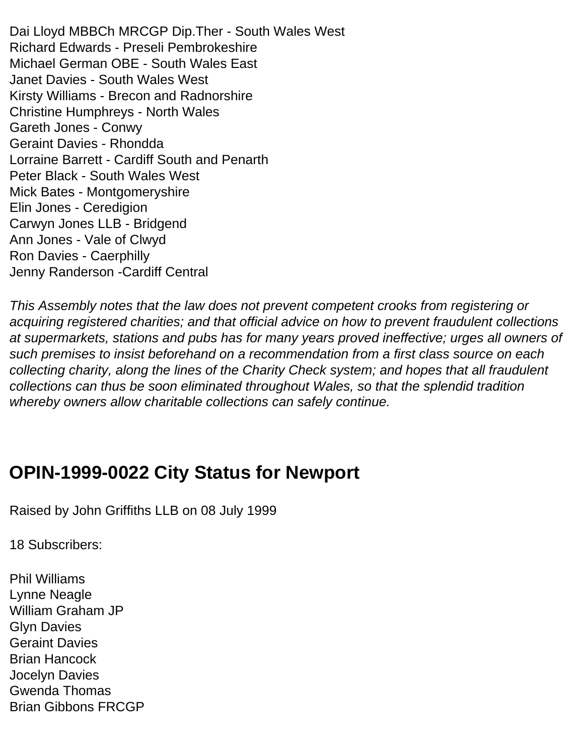Dai Lloyd MBBCh MRCGP Dip.Ther - South Wales West
Richard Edwards - Preseli Pembrokeshire
Michael German OBE - South Wales East
Janet Davies - South Wales West
Kirsty Williams - Brecon and Radnorshire
Christine Humphreys - North Wales
Gareth Jones - Conwy
Geraint Davies - Rhondda
Lorraine Barrett - Cardiff South and Penarth
Peter Black - South Wales West
Mick Bates - Montgomeryshire
Elin Jones - Ceredigion
Carwyn Jones LLB - Bridgend
Ann Jones - Vale of Clwyd
Ron Davies - Caerphilly
Jenny Randerson -Cardiff Central

*This Assembly notes that the law does not prevent competent crooks from registering or acquiring registered charities; and that official advice on how to prevent fraudulent collections at supermarkets, stations and pubs has for many years proved ineffective; urges all owners of such premises to insist beforehand on a recommendation from a first class source on each collecting charity, along the lines of the Charity Check system; and hopes that all fraudulent collections can thus be soon eliminated throughout Wales, so that the splendid tradition whereby owners allow charitable collections can safely continue.*

## OPIN-1999-0022 City Status for Newport

Raised by John Griffiths LLB on 08 July 1999

18 Subscribers:

Phil Williams
Lynne Neagle
William Graham JP
Glyn Davies
Geraint Davies
Brian Hancock
Jocelyn Davies
Gwenda Thomas
Brian Gibbons FRCGP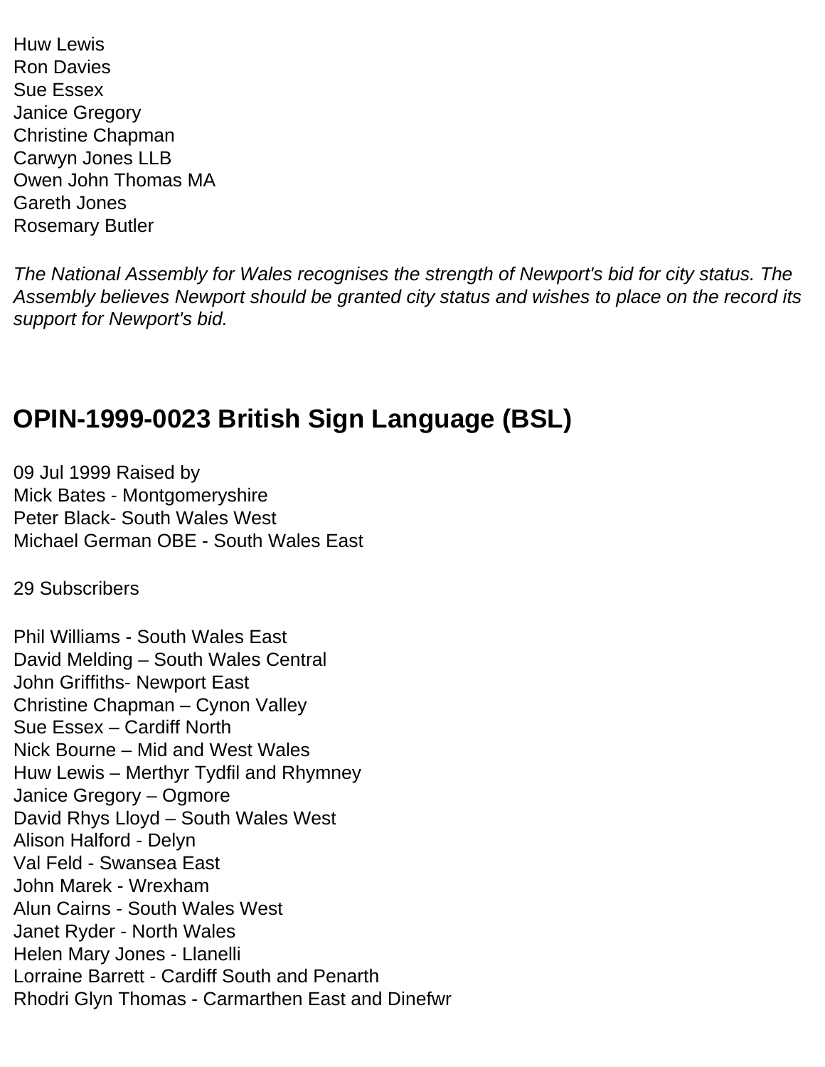Huw Lewis
Ron Davies
Sue Essex
Janice Gregory
Christine Chapman
Carwyn Jones LLB
Owen John Thomas MA
Gareth Jones
Rosemary Butler

*The National Assembly for Wales recognises the strength of Newport's bid for city status. The Assembly believes Newport should be granted city status and wishes to place on the record its support for Newport's bid.*

## OPIN-1999-0023 British Sign Language (BSL)

09 Jul 1999 Raised by
Mick Bates - Montgomeryshire
Peter Black- South Wales West
Michael German OBE - South Wales East

29 Subscribers

Phil Williams - South Wales East
David Melding – South Wales Central
John Griffiths- Newport East
Christine Chapman – Cynon Valley
Sue Essex – Cardiff North
Nick Bourne – Mid and West Wales
Huw Lewis – Merthyr Tydfil and Rhymney
Janice Gregory – Ogmore
David Rhys Lloyd – South Wales West
Alison Halford - Delyn
Val Feld - Swansea East
John Marek - Wrexham
Alun Cairns - South Wales West
Janet Ryder - North Wales
Helen Mary Jones - Llanelli
Lorraine Barrett - Cardiff South and Penarth
Rhodri Glyn Thomas - Carmarthen East and Dinefwr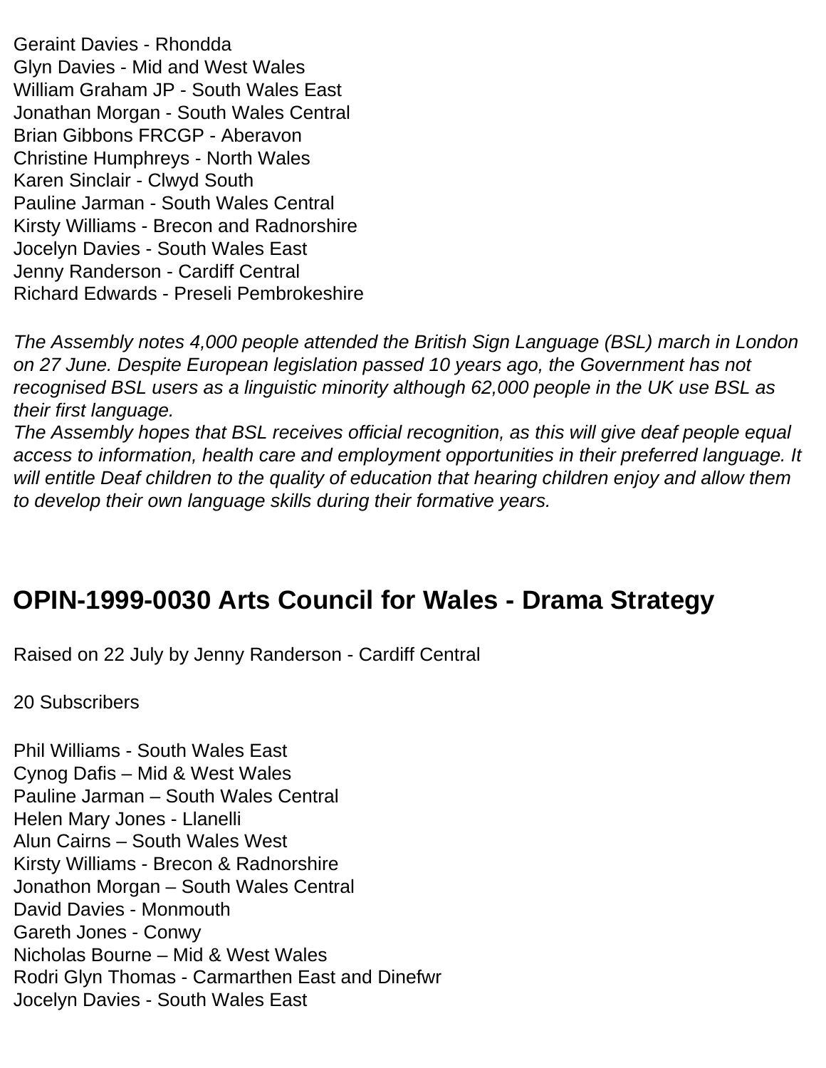Geraint Davies - Rhondda
Glyn Davies - Mid and West Wales
William Graham JP - South Wales East
Jonathan Morgan - South Wales Central
Brian Gibbons FRCGP - Aberavon
Christine Humphreys - North Wales
Karen Sinclair - Clwyd South
Pauline Jarman - South Wales Central
Kirsty Williams - Brecon and Radnorshire
Jocelyn Davies - South Wales East
Jenny Randerson - Cardiff Central
Richard Edwards - Preseli Pembrokeshire

*The Assembly notes 4,000 people attended the British Sign Language (BSL) march in London on 27 June. Despite European legislation passed 10 years ago, the Government has not recognised BSL users as a linguistic minority although 62,000 people in the UK use BSL as their first language.*
*The Assembly hopes that BSL receives official recognition, as this will give deaf people equal access to information, health care and employment opportunities in their preferred language. It will entitle Deaf children to the quality of education that hearing children enjoy and allow them to develop their own language skills during their formative years.*

## OPIN-1999-0030 Arts Council for Wales - Drama Strategy

Raised on 22 July by Jenny Randerson - Cardiff Central

20 Subscribers

Phil Williams - South Wales East
Cynog Dafis – Mid & West Wales
Pauline Jarman – South Wales Central
Helen Mary Jones - Llanelli
Alun Cairns – South Wales West
Kirsty Williams - Brecon & Radnorshire
Jonathon Morgan – South Wales Central
David Davies - Monmouth
Gareth Jones - Conwy
Nicholas Bourne – Mid & West Wales
Rodri Glyn Thomas - Carmarthen East and Dinefwr
Jocelyn Davies - South Wales East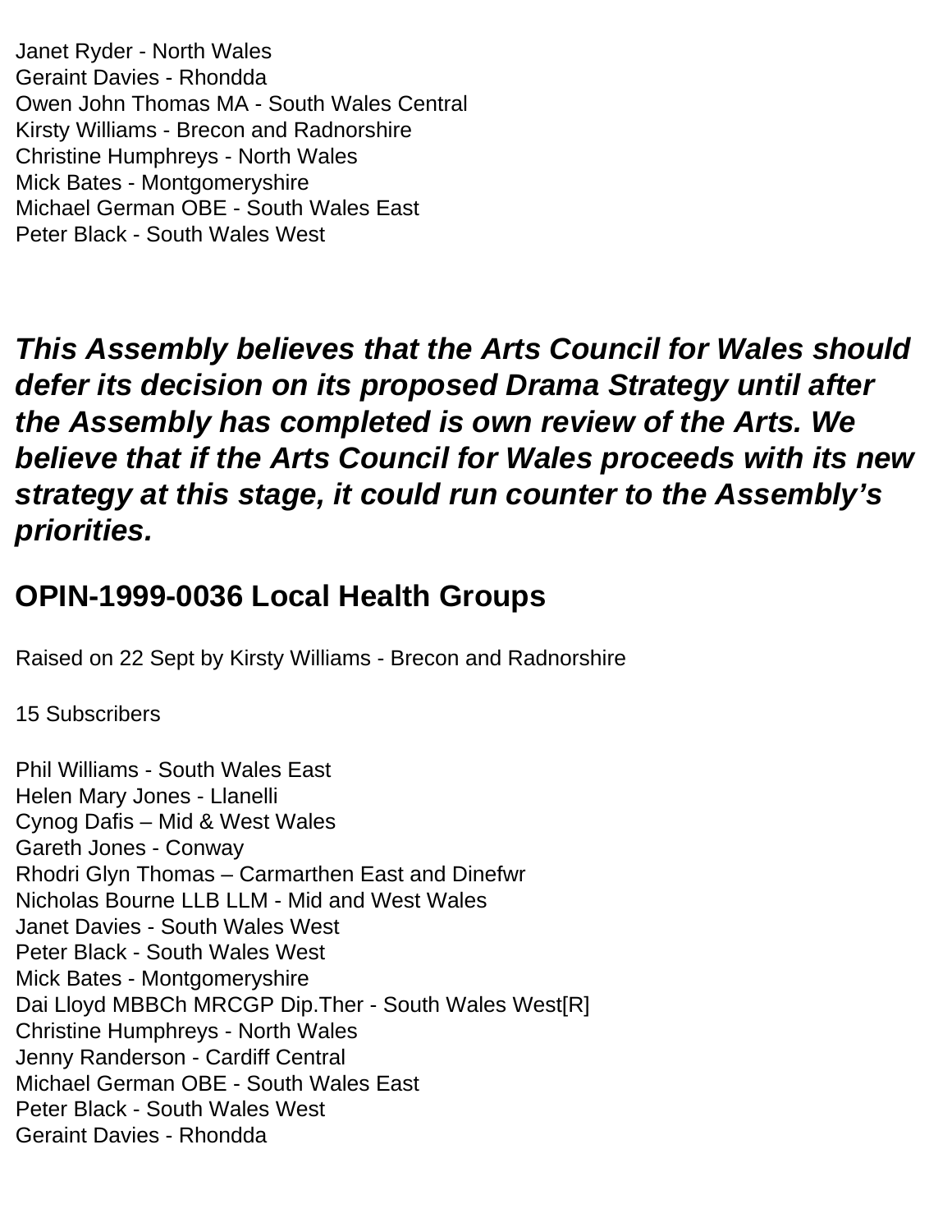Janet Ryder - North Wales
Geraint Davies - Rhondda
Owen John Thomas MA - South Wales Central
Kirsty Williams - Brecon and Radnorshire
Christine Humphreys - North Wales
Mick Bates - Montgomeryshire
Michael German OBE - South Wales East
Peter Black - South Wales West

***This Assembly believes that the Arts Council for Wales should defer its decision on its proposed Drama Strategy until after the Assembly has completed is own review of the Arts. We believe that if the Arts Council for Wales proceeds with its new strategy at this stage, it could run counter to the Assembly's priorities.***

## OPIN-1999-0036 Local Health Groups

Raised on 22 Sept by Kirsty Williams - Brecon and Radnorshire

15 Subscribers

Phil Williams - South Wales East
Helen Mary Jones - Llanelli
Cynog Dafis – Mid & West Wales
Gareth Jones - Conway
Rhodri Glyn Thomas – Carmarthen East and Dinefwr
Nicholas Bourne LLB LLM - Mid and West Wales
Janet Davies - South Wales West
Peter Black - South Wales West
Mick Bates - Montgomeryshire
Dai Lloyd MBBCh MRCGP Dip.Ther - South Wales West[R]
Christine Humphreys - North Wales
Jenny Randerson - Cardiff Central
Michael German OBE - South Wales East
Peter Black - South Wales West
Geraint Davies - Rhondda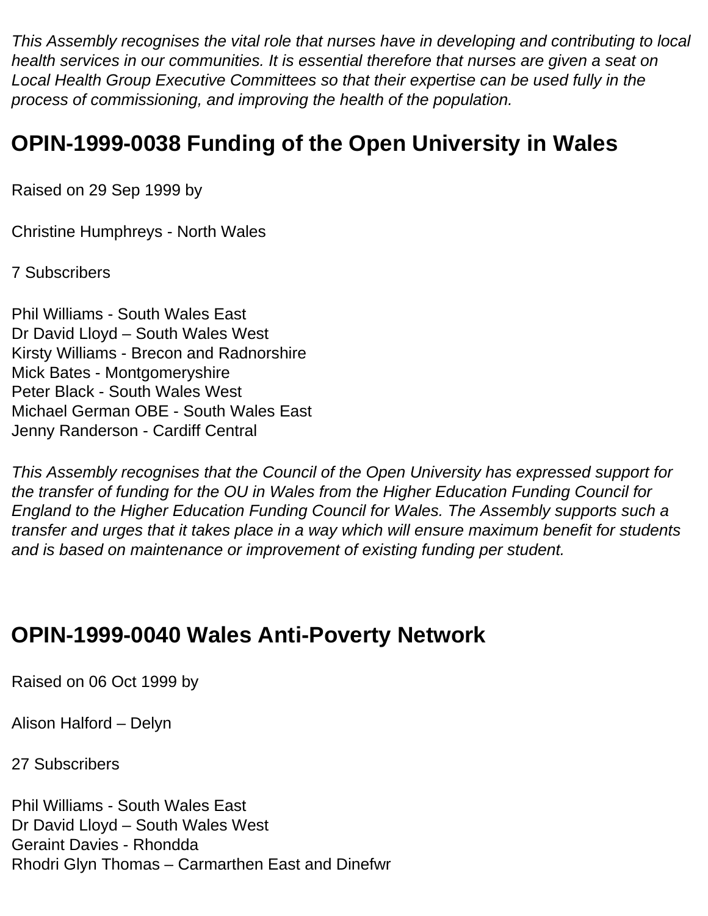*This Assembly recognises the vital role that nurses have in developing and contributing to local health services in our communities. It is essential therefore that nurses are given a seat on Local Health Group Executive Committees so that their expertise can be used fully in the process of commissioning, and improving the health of the population.*

## OPIN-1999-0038 Funding of the Open University in Wales

Raised on 29 Sep 1999 by

Christine Humphreys - North Wales

7 Subscribers

Phil Williams - South Wales East
Dr David Lloyd – South Wales West
Kirsty Williams - Brecon and Radnorshire
Mick Bates - Montgomeryshire
Peter Black - South Wales West
Michael German OBE - South Wales East
Jenny Randerson - Cardiff Central

*This Assembly recognises that the Council of the Open University has expressed support for the transfer of funding for the OU in Wales from the Higher Education Funding Council for England to the Higher Education Funding Council for Wales. The Assembly supports such a transfer and urges that it takes place in a way which will ensure maximum benefit for students and is based on maintenance or improvement of existing funding per student.*

## OPIN-1999-0040 Wales Anti-Poverty Network

Raised on 06 Oct 1999 by

Alison Halford – Delyn

27 Subscribers

Phil Williams - South Wales East
Dr David Lloyd – South Wales West
Geraint Davies - Rhondda
Rhodri Glyn Thomas – Carmarthen East and Dinefwr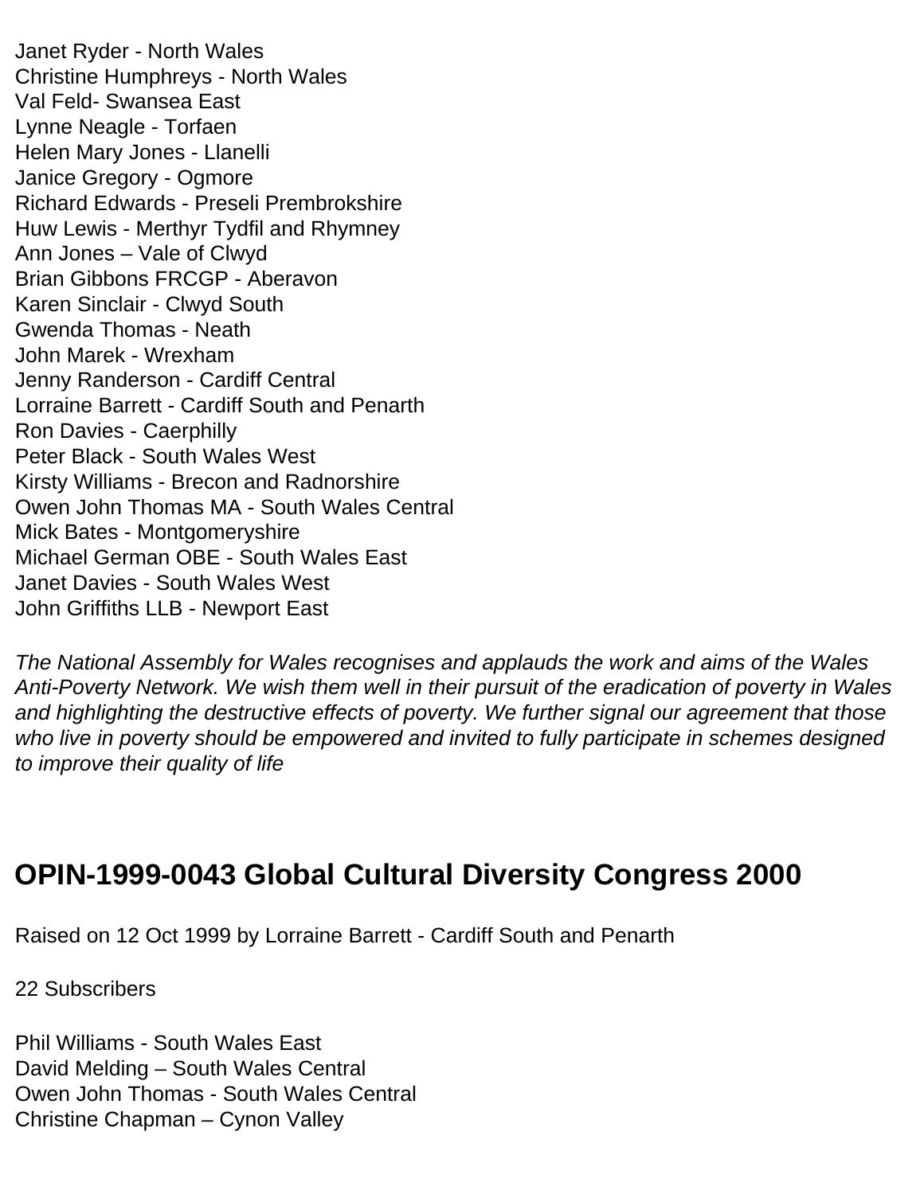Janet Ryder - North Wales
Christine Humphreys - North Wales
Val Feld- Swansea East
Lynne Neagle - Torfaen
Helen Mary Jones - Llanelli
Janice Gregory - Ogmore
Richard Edwards - Preseli Prembrokshire
Huw Lewis - Merthyr Tydfil and Rhymney
Ann Jones – Vale of Clwyd
Brian Gibbons FRCGP - Aberavon
Karen Sinclair - Clwyd South
Gwenda Thomas - Neath
John Marek - Wrexham
Jenny Randerson - Cardiff Central
Lorraine Barrett - Cardiff South and Penarth
Ron Davies - Caerphilly
Peter Black - South Wales West
Kirsty Williams - Brecon and Radnorshire
Owen John Thomas MA - South Wales Central
Mick Bates - Montgomeryshire
Michael German OBE - South Wales East
Janet Davies - South Wales West
John Griffiths LLB - Newport East

*The National Assembly for Wales recognises and applauds the work and aims of the Wales Anti-Poverty Network. We wish them well in their pursuit of the eradication of poverty in Wales and highlighting the destructive effects of poverty. We further signal our agreement that those who live in poverty should be empowered and invited to fully participate in schemes designed to improve their quality of life*

## OPIN-1999-0043 Global Cultural Diversity Congress 2000

Raised on 12 Oct 1999 by Lorraine Barrett - Cardiff South and Penarth

22 Subscribers

Phil Williams - South Wales East
David Melding – South Wales Central
Owen John Thomas - South Wales Central
Christine Chapman – Cynon Valley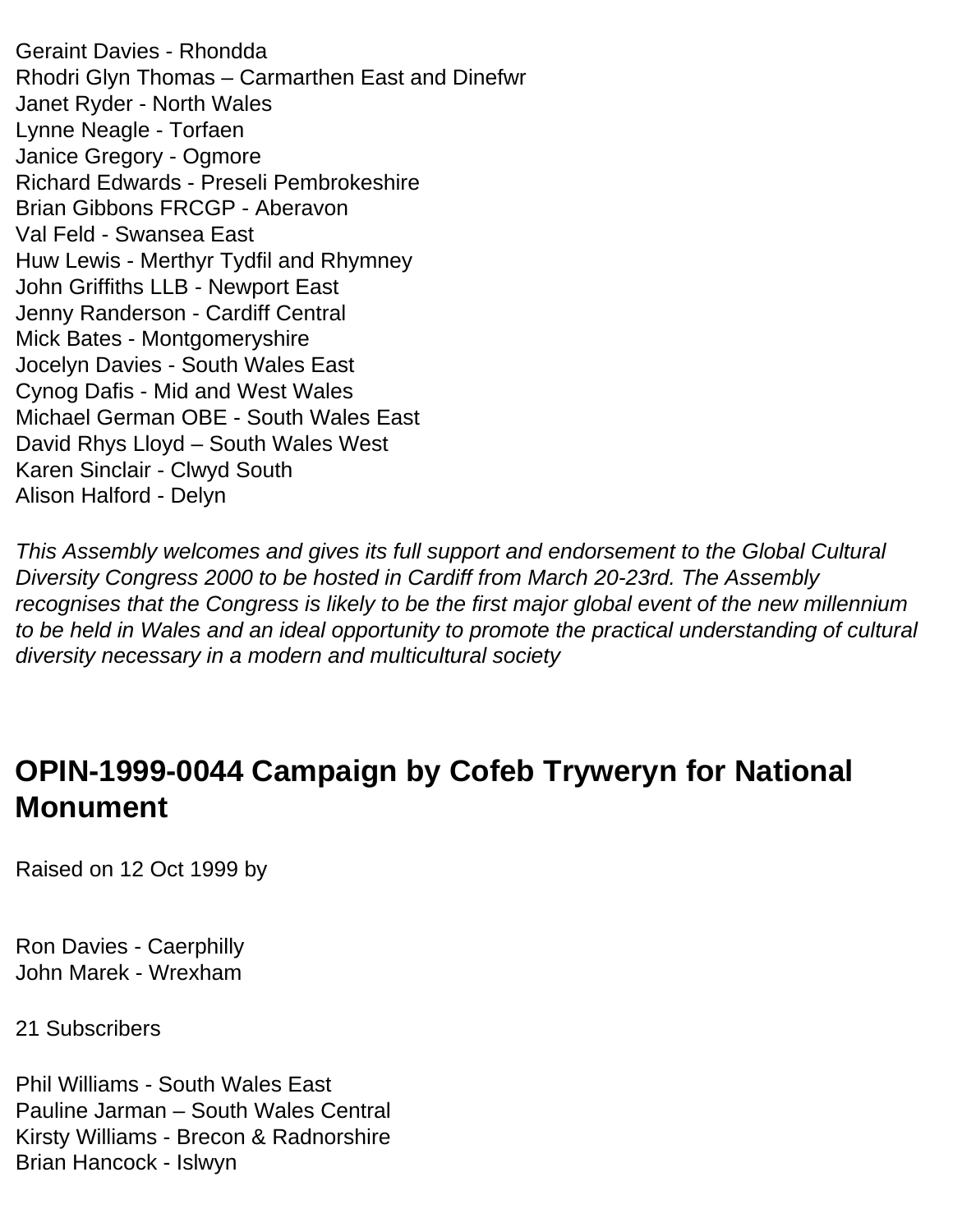Geraint Davies - Rhondda
Rhodri Glyn Thomas – Carmarthen East and Dinefwr
Janet Ryder - North Wales
Lynne Neagle - Torfaen
Janice Gregory - Ogmore
Richard Edwards - Preseli Pembrokeshire
Brian Gibbons FRCGP - Aberavon
Val Feld - Swansea East
Huw Lewis - Merthyr Tydfil and Rhymney
John Griffiths LLB - Newport East
Jenny Randerson - Cardiff Central
Mick Bates - Montgomeryshire
Jocelyn Davies - South Wales East
Cynog Dafis - Mid and West Wales
Michael German OBE - South Wales East
David Rhys Lloyd – South Wales West
Karen Sinclair - Clwyd South
Alison Halford - Delyn

*This Assembly welcomes and gives its full support and endorsement to the Global Cultural Diversity Congress 2000 to be hosted in Cardiff from March 20-23rd. The Assembly recognises that the Congress is likely to be the first major global event of the new millennium to be held in Wales and an ideal opportunity to promote the practical understanding of cultural diversity necessary in a modern and multicultural society*

## OPIN-1999-0044 Campaign by Cofeb Tryweryn for National Monument

Raised on 12 Oct 1999 by

Ron Davies - Caerphilly
John Marek - Wrexham

21 Subscribers

Phil Williams - South Wales East
Pauline Jarman – South Wales Central
Kirsty Williams - Brecon & Radnorshire
Brian Hancock - Islwyn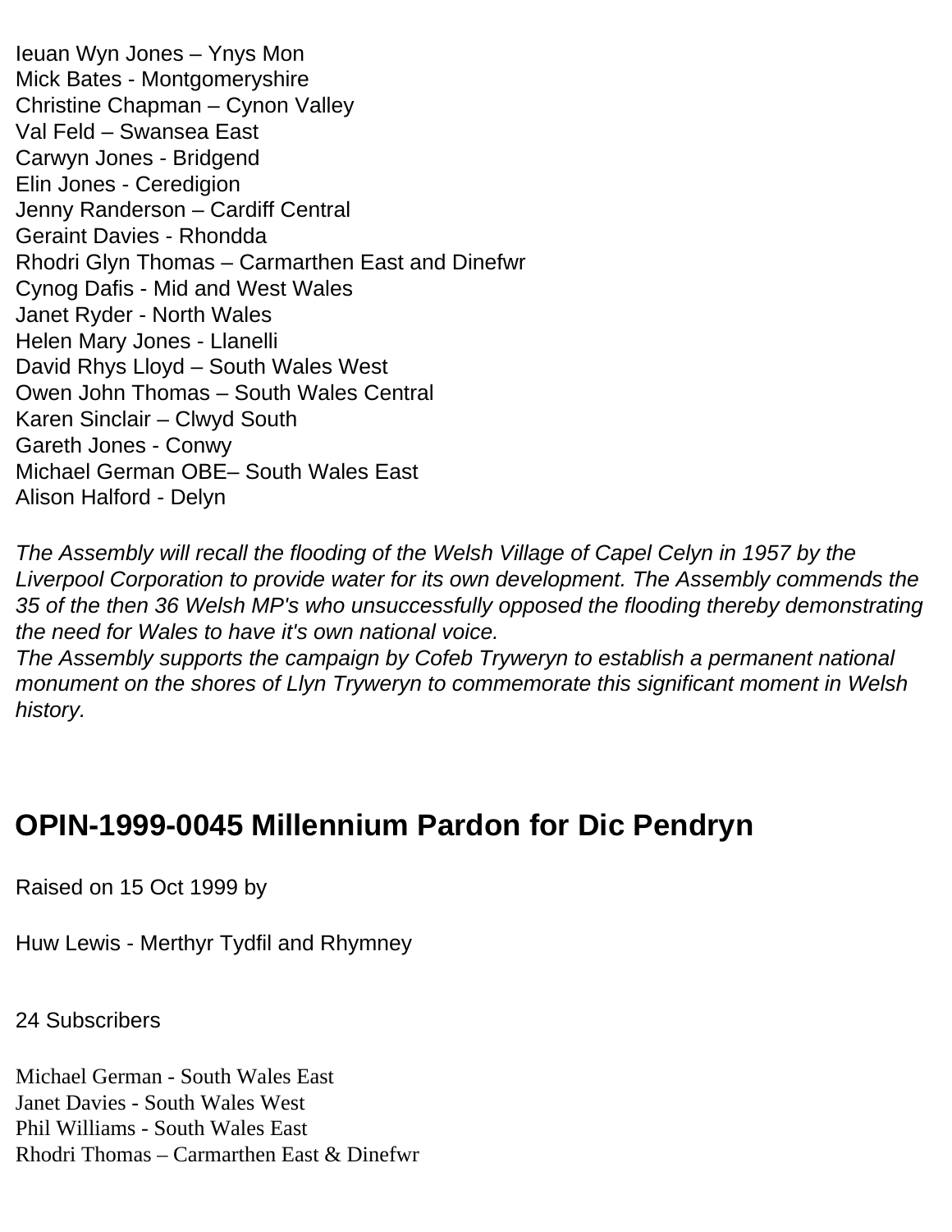Ieuan Wyn Jones – Ynys Mon
Mick Bates - Montgomeryshire
Christine Chapman – Cynon Valley
Val Feld – Swansea East
Carwyn Jones - Bridgend
Elin Jones - Ceredigion
Jenny Randerson – Cardiff Central
Geraint Davies - Rhondda
Rhodri Glyn Thomas – Carmarthen East and Dinefwr
Cynog Dafis - Mid and West Wales
Janet Ryder - North Wales
Helen Mary Jones - Llanelli
David Rhys Lloyd – South Wales West
Owen John Thomas – South Wales Central
Karen Sinclair – Clwyd South
Gareth Jones - Conwy
Michael German OBE– South Wales East
Alison Halford - Delyn

*The Assembly will recall the flooding of the Welsh Village of Capel Celyn in 1957 by the Liverpool Corporation to provide water for its own development. The Assembly commends the 35 of the then 36 Welsh MP's who unsuccessfully opposed the flooding thereby demonstrating the need for Wales to have it's own national voice.*
*The Assembly supports the campaign by Cofeb Tryweryn to establish a permanent national monument on the shores of Llyn Tryweryn to commemorate this significant moment in Welsh history.*

## OPIN-1999-0045 Millennium Pardon for Dic Pendryn

Raised on 15 Oct 1999 by

Huw Lewis - Merthyr Tydfil and Rhymney

24 Subscribers

Michael German - South Wales East
Janet Davies - South Wales West
Phil Williams - South Wales East
Rhodri Thomas – Carmarthen East & Dinefwr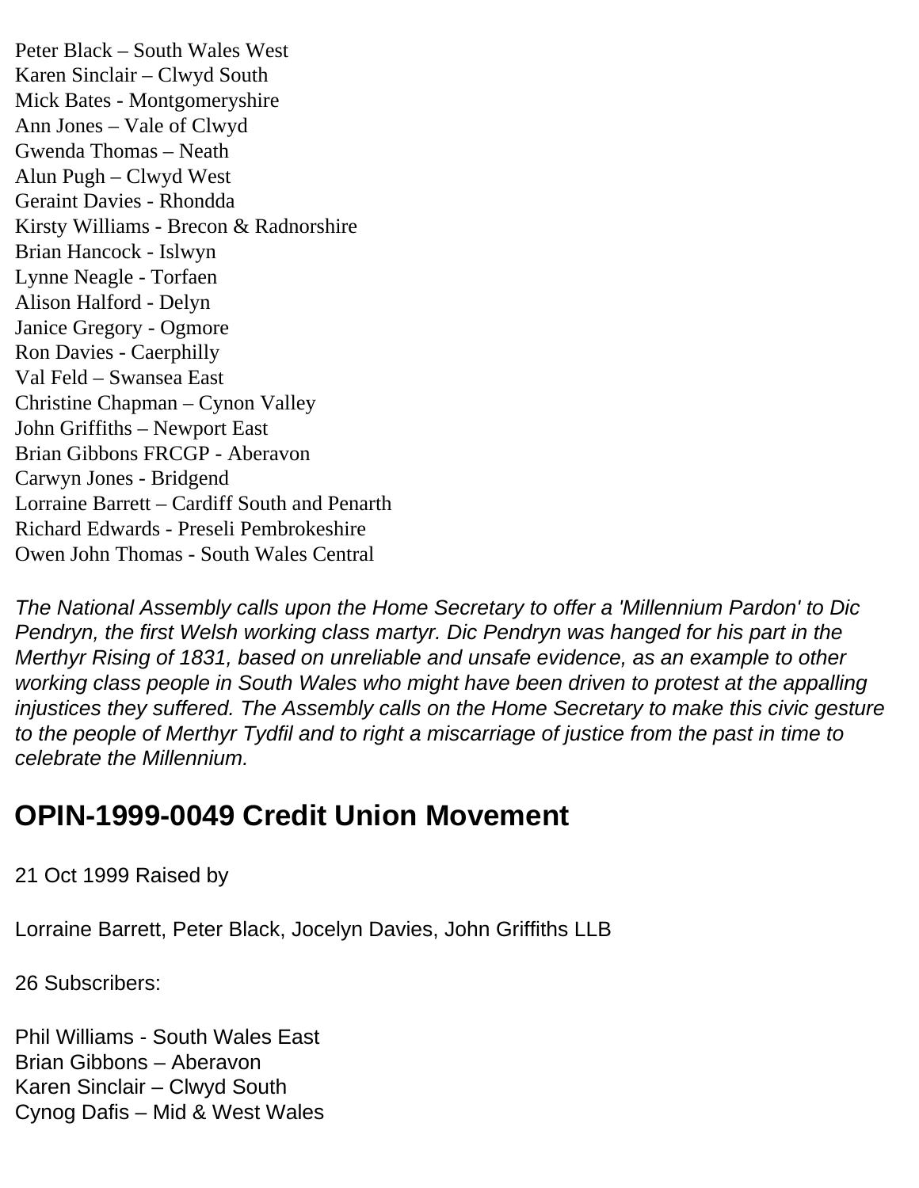Peter Black – South Wales West
Karen Sinclair – Clwyd South
Mick Bates - Montgomeryshire
Ann Jones – Vale of Clwyd
Gwenda Thomas – Neath
Alun Pugh – Clwyd West
Geraint Davies - Rhondda
Kirsty Williams - Brecon & Radnorshire
Brian Hancock - Islwyn
Lynne Neagle - Torfaen
Alison Halford - Delyn
Janice Gregory - Ogmore
Ron Davies - Caerphilly
Val Feld – Swansea East
Christine Chapman – Cynon Valley
John Griffiths – Newport East
Brian Gibbons FRCGP - Aberavon
Carwyn Jones - Bridgend
Lorraine Barrett – Cardiff South and Penarth
Richard Edwards - Preseli Pembrokeshire
Owen John Thomas - South Wales Central

*The National Assembly calls upon the Home Secretary to offer a 'Millennium Pardon' to Dic Pendryn, the first Welsh working class martyr. Dic Pendryn was hanged for his part in the Merthyr Rising of 1831, based on unreliable and unsafe evidence, as an example to other working class people in South Wales who might have been driven to protest at the appalling injustices they suffered. The Assembly calls on the Home Secretary to make this civic gesture to the people of Merthyr Tydfil and to right a miscarriage of justice from the past in time to celebrate the Millennium.*

## OPIN-1999-0049 Credit Union Movement

21 Oct 1999 Raised by

Lorraine Barrett, Peter Black, Jocelyn Davies, John Griffiths LLB

26 Subscribers:

Phil Williams - South Wales East
Brian Gibbons – Aberavon
Karen Sinclair – Clwyd South
Cynog Dafis – Mid & West Wales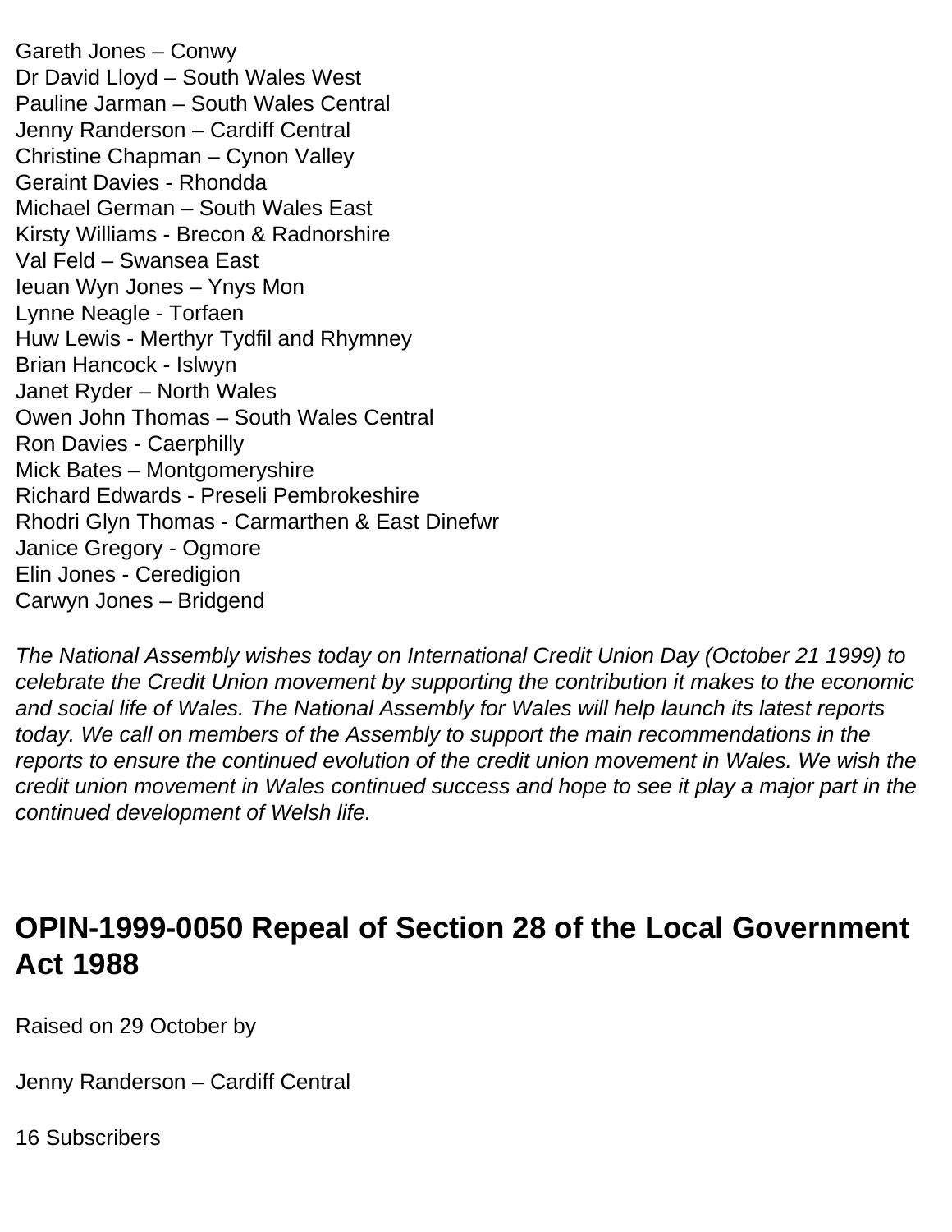Gareth Jones – Conwy
Dr David Lloyd – South Wales West
Pauline Jarman – South Wales Central
Jenny Randerson – Cardiff Central
Christine Chapman – Cynon Valley
Geraint Davies - Rhondda
Michael German – South Wales East
Kirsty Williams - Brecon & Radnorshire
Val Feld – Swansea East
Ieuan Wyn Jones – Ynys Mon
Lynne Neagle - Torfaen
Huw Lewis - Merthyr Tydfil and Rhymney
Brian Hancock - Islwyn
Janet Ryder – North Wales
Owen John Thomas – South Wales Central
Ron Davies - Caerphilly
Mick Bates – Montgomeryshire
Richard Edwards - Preseli Pembrokeshire
Rhodri Glyn Thomas - Carmarthen & East Dinefwr
Janice Gregory - Ogmore
Elin Jones - Ceredigion
Carwyn Jones – Bridgend

*The National Assembly wishes today on International Credit Union Day (October 21 1999) to celebrate the Credit Union movement by supporting the contribution it makes to the economic and social life of Wales. The National Assembly for Wales will help launch its latest reports today. We call on members of the Assembly to support the main recommendations in the reports to ensure the continued evolution of the credit union movement in Wales. We wish the credit union movement in Wales continued success and hope to see it play a major part in the continued development of Welsh life.*

## OPIN-1999-0050 Repeal of Section 28 of the Local Government Act 1988

Raised on 29 October by

Jenny Randerson – Cardiff Central

16 Subscribers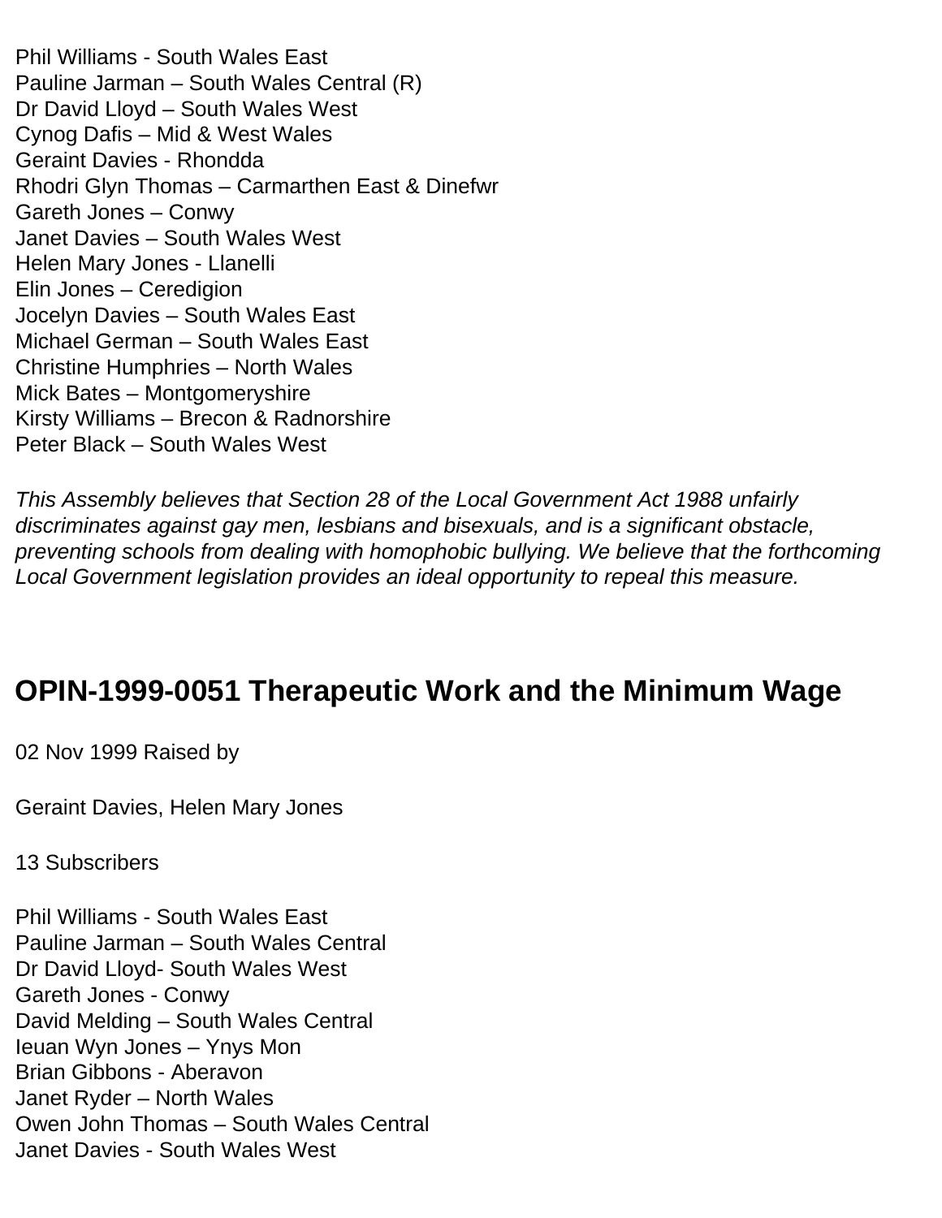Phil Williams - South Wales East  
Pauline Jarman – South Wales Central (R)  
Dr David Lloyd – South Wales West  
Cynog Dafis – Mid & West Wales  
Geraint Davies - Rhondda  
Rhodri Glyn Thomas – Carmarthen East & Dinefwr  
Gareth Jones – Conwy  
Janet Davies – South Wales West  
Helen Mary Jones - Llanelli  
Elin Jones – Ceredigion  
Jocelyn Davies – South Wales East  
Michael German – South Wales East  
Christine Humphries – North Wales  
Mick Bates – Montgomeryshire  
Kirsty Williams – Brecon & Radnorshire  
Peter Black – South Wales West

*This Assembly believes that Section 28 of the Local Government Act 1988 unfairly discriminates against gay men, lesbians and bisexuals, and is a significant obstacle, preventing schools from dealing with homophobic bullying. We believe that the forthcoming Local Government legislation provides an ideal opportunity to repeal this measure.*

## OPIN-1999-0051 Therapeutic Work and the Minimum Wage

02 Nov 1999 Raised by

Geraint Davies, Helen Mary Jones

13 Subscribers

Phil Williams - South Wales East  
Pauline Jarman – South Wales Central  
Dr David Lloyd- South Wales West  
Gareth Jones - Conwy  
David Melding – South Wales Central  
Ieuan Wyn Jones – Ynys Mon  
Brian Gibbons - Aberavon  
Janet Ryder – North Wales  
Owen John Thomas – South Wales Central  
Janet Davies - South Wales West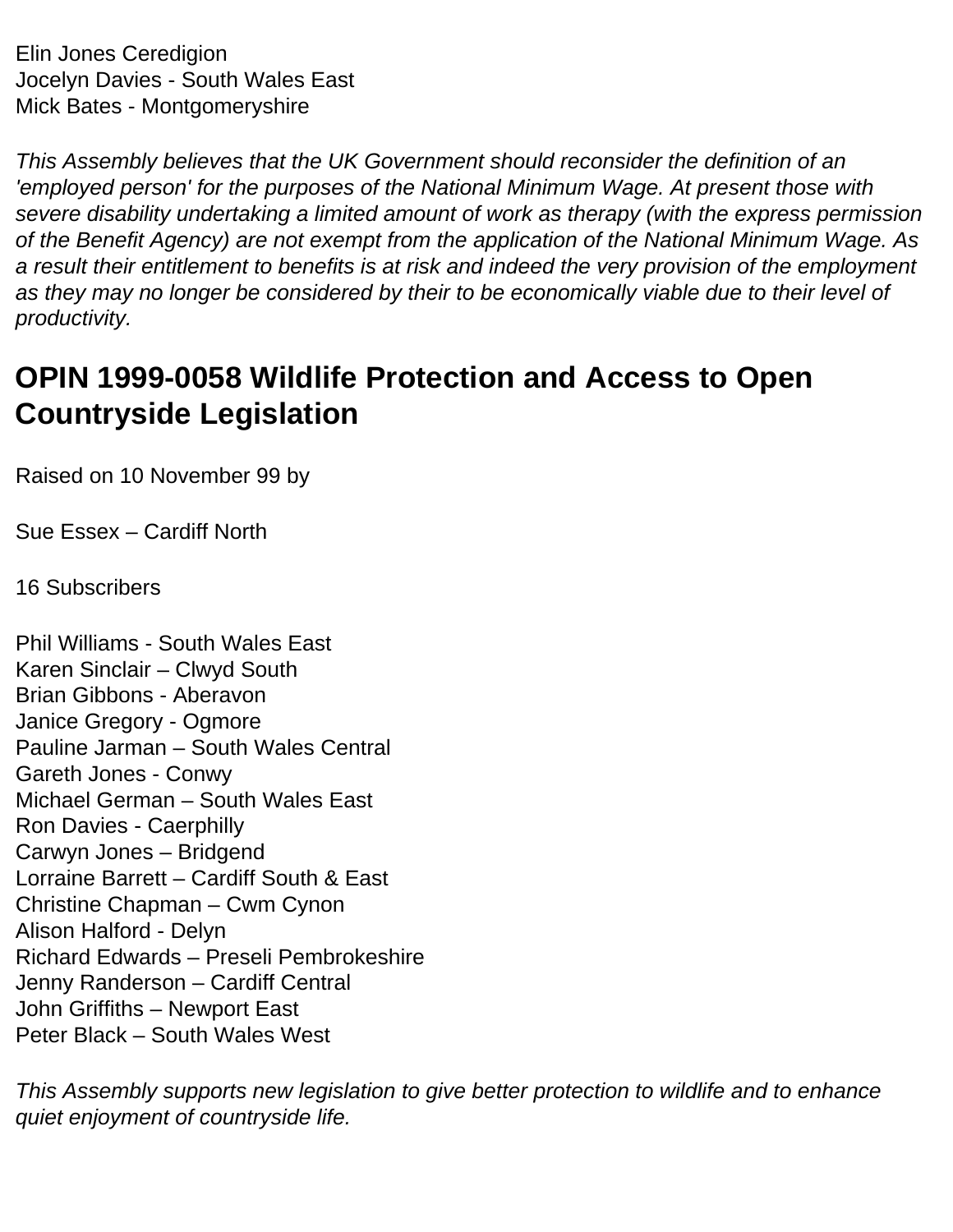Elin Jones Ceredigion
Jocelyn Davies - South Wales East
Mick Bates - Montgomeryshire

*This Assembly believes that the UK Government should reconsider the definition of an 'employed person' for the purposes of the National Minimum Wage. At present those with severe disability undertaking a limited amount of work as therapy (with the express permission of the Benefit Agency) are not exempt from the application of the National Minimum Wage. As a result their entitlement to benefits is at risk and indeed the very provision of the employment as they may no longer be considered by their to be economically viable due to their level of productivity.*

## OPIN 1999-0058 Wildlife Protection and Access to Open Countryside Legislation

Raised on 10 November 99 by

Sue Essex – Cardiff North

16 Subscribers

Phil Williams - South Wales East
Karen Sinclair – Clwyd South
Brian Gibbons - Aberavon
Janice Gregory - Ogmore
Pauline Jarman – South Wales Central
Gareth Jones - Conwy
Michael German – South Wales East
Ron Davies - Caerphilly
Carwyn Jones – Bridgend
Lorraine Barrett – Cardiff South & East
Christine Chapman – Cwm Cynon
Alison Halford - Delyn
Richard Edwards – Preseli Pembrokeshire
Jenny Randerson – Cardiff Central
John Griffiths – Newport East
Peter Black – South Wales West

*This Assembly supports new legislation to give better protection to wildlife and to enhance quiet enjoyment of countryside life.*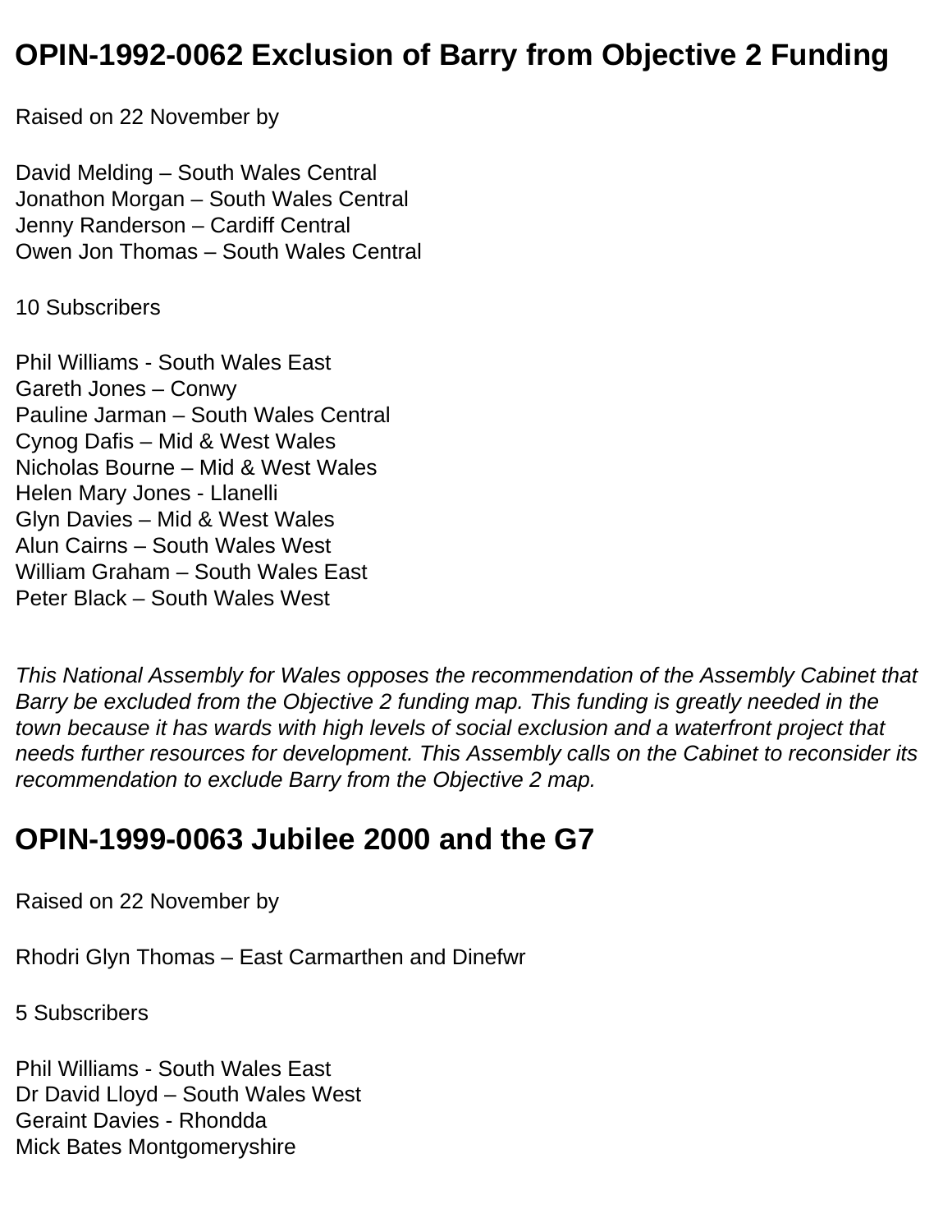## OPIN-1992-0062 Exclusion of Barry from Objective 2 Funding

Raised on 22 November by

David Melding – South Wales Central
Jonathon Morgan – South Wales Central
Jenny Randerson – Cardiff Central
Owen Jon Thomas – South Wales Central

10 Subscribers

Phil Williams - South Wales East
Gareth Jones – Conwy
Pauline Jarman – South Wales Central
Cynog Dafis – Mid & West Wales
Nicholas Bourne – Mid & West Wales
Helen Mary Jones - Llanelli
Glyn Davies – Mid & West Wales
Alun Cairns – South Wales West
William Graham – South Wales East
Peter Black – South Wales West

*This National Assembly for Wales opposes the recommendation of the Assembly Cabinet that Barry be excluded from the Objective 2 funding map. This funding is greatly needed in the town because it has wards with high levels of social exclusion and a waterfront project that needs further resources for development. This Assembly calls on the Cabinet to reconsider its recommendation to exclude Barry from the Objective 2 map.*

## OPIN-1999-0063 Jubilee 2000 and the G7

Raised on 22 November by

Rhodri Glyn Thomas – East Carmarthen and Dinefwr

5 Subscribers

Phil Williams - South Wales East
Dr David Lloyd – South Wales West
Geraint Davies - Rhondda
Mick Bates Montgomeryshire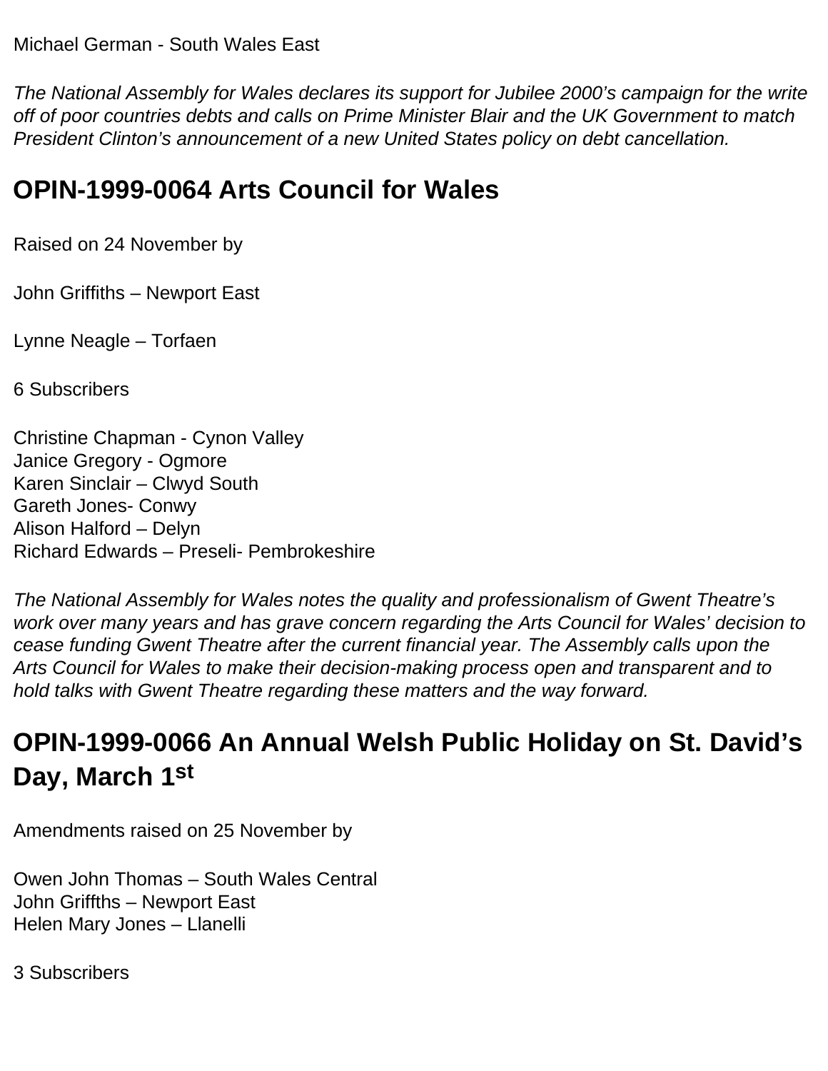Michael German - South Wales East

*The National Assembly for Wales declares its support for Jubilee 2000's campaign for the write off of poor countries debts and calls on Prime Minister Blair and the UK Government to match President Clinton's announcement of a new United States policy on debt cancellation.*

## OPIN-1999-0064 Arts Council for Wales

Raised on 24 November by

John Griffiths – Newport East

Lynne Neagle – Torfaen

6 Subscribers

Christine Chapman - Cynon Valley
Janice Gregory - Ogmore
Karen Sinclair – Clwyd South
Gareth Jones- Conwy
Alison Halford – Delyn
Richard Edwards – Preseli- Pembrokeshire

*The National Assembly for Wales notes the quality and professionalism of Gwent Theatre's work over many years and has grave concern regarding the Arts Council for Wales' decision to cease funding Gwent Theatre after the current financial year. The Assembly calls upon the Arts Council for Wales to make their decision-making process open and transparent and to hold talks with Gwent Theatre regarding these matters and the way forward.*

## OPIN-1999-0066 An Annual Welsh Public Holiday on St. David's Day, March 1st

Amendments raised on 25 November by

Owen John Thomas – South Wales Central
John Griffths – Newport East
Helen Mary Jones – Llanelli

3 Subscribers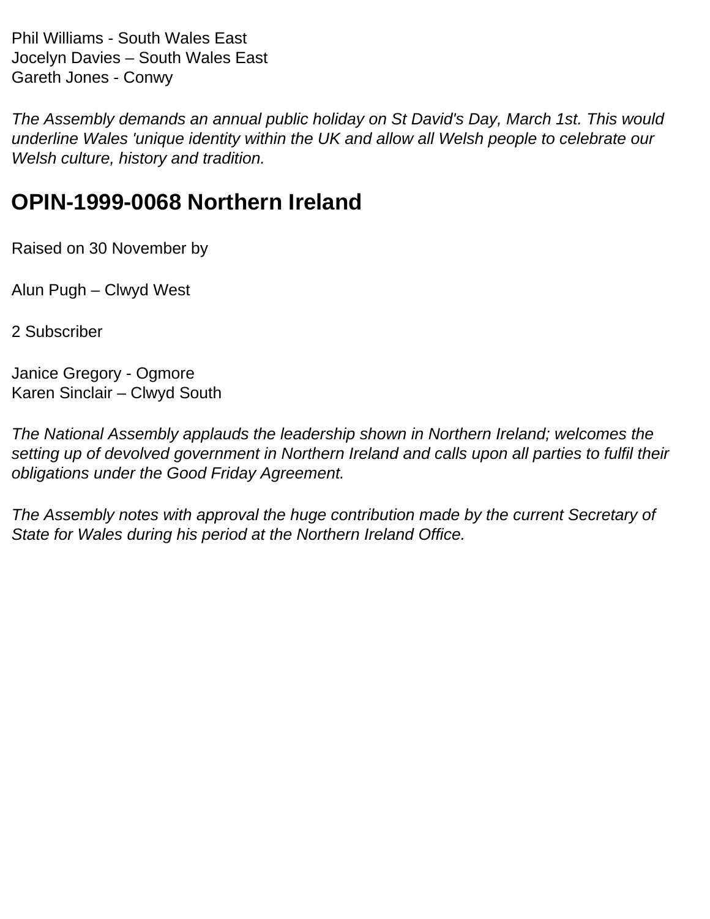Phil Williams - South Wales East
Jocelyn Davies – South Wales East
Gareth Jones - Conwy

*The Assembly demands an annual public holiday on St David's Day, March 1st. This would underline Wales 'unique identity within the UK and allow all Welsh people to celebrate our Welsh culture, history and tradition.*

## OPIN-1999-0068 Northern Ireland

Raised on 30 November by

Alun Pugh – Clwyd West

2 Subscriber

Janice Gregory - Ogmore
Karen Sinclair – Clwyd South

*The National Assembly applauds the leadership shown in Northern Ireland; welcomes the setting up of devolved government in Northern Ireland and calls upon all parties to fulfil their obligations under the Good Friday Agreement.*

*The Assembly notes with approval the huge contribution made by the current Secretary of State for Wales during his period at the Northern Ireland Office.*